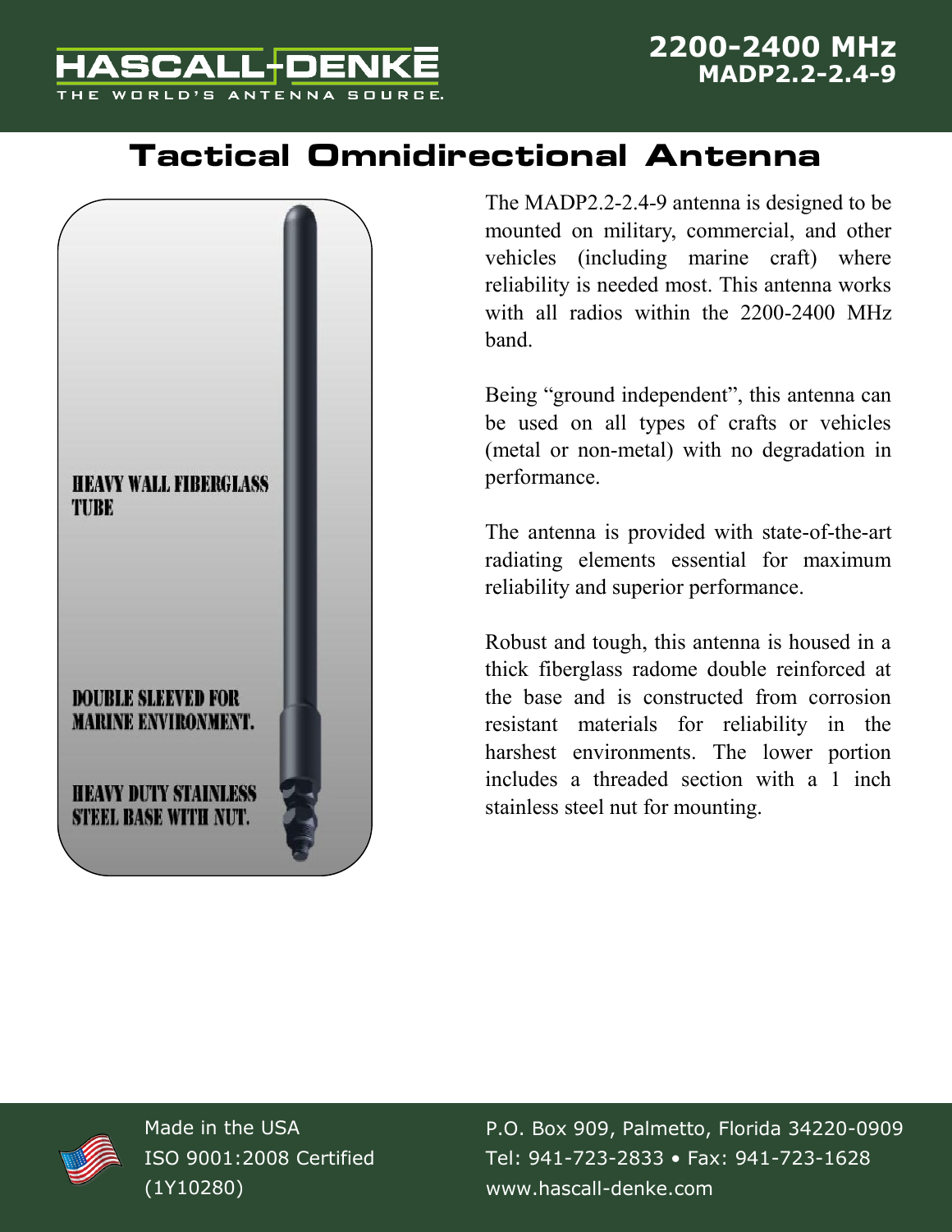HASCALL-DENKE

THE WORLD'S ANTENNA SOURCE.

**2200-2400 MHz**
**MADP2.2-2.4-9**

# Tactical Omnidirectional Antenna

HEAVY WALL FIBERGLASS TUBE

DOUBLE SLEEVED FOR MARINE ENVIRONMENT.

HEAVY DUTY STAINLESS STEEL BASE WITH NUT.

The MADP2.2-2.4-9 antenna is designed to be mounted on military, commercial, and other vehicles (including marine craft) where reliability is needed most. This antenna works with all radios within the 2200-2400 MHz band.

Being "ground independent", this antenna can be used on all types of crafts or vehicles (metal or non-metal) with no degradation in performance.

The antenna is provided with state-of-the-art radiating elements essential for maximum reliability and superior performance.

Robust and tough, this antenna is housed in a thick fiberglass radome double reinforced at the base and is constructed from corrosion resistant materials for reliability in the harshest environments. The lower portion includes a threaded section with a 1 inch stainless steel nut for mounting.

Made in the USA
ISO 9001:2008 Certified
(1Y10280)

P.O. Box 909, Palmetto, Florida 34220-0909
Tel: 941-723-2833 • Fax: 941-723-1628
www.hascall-denke.com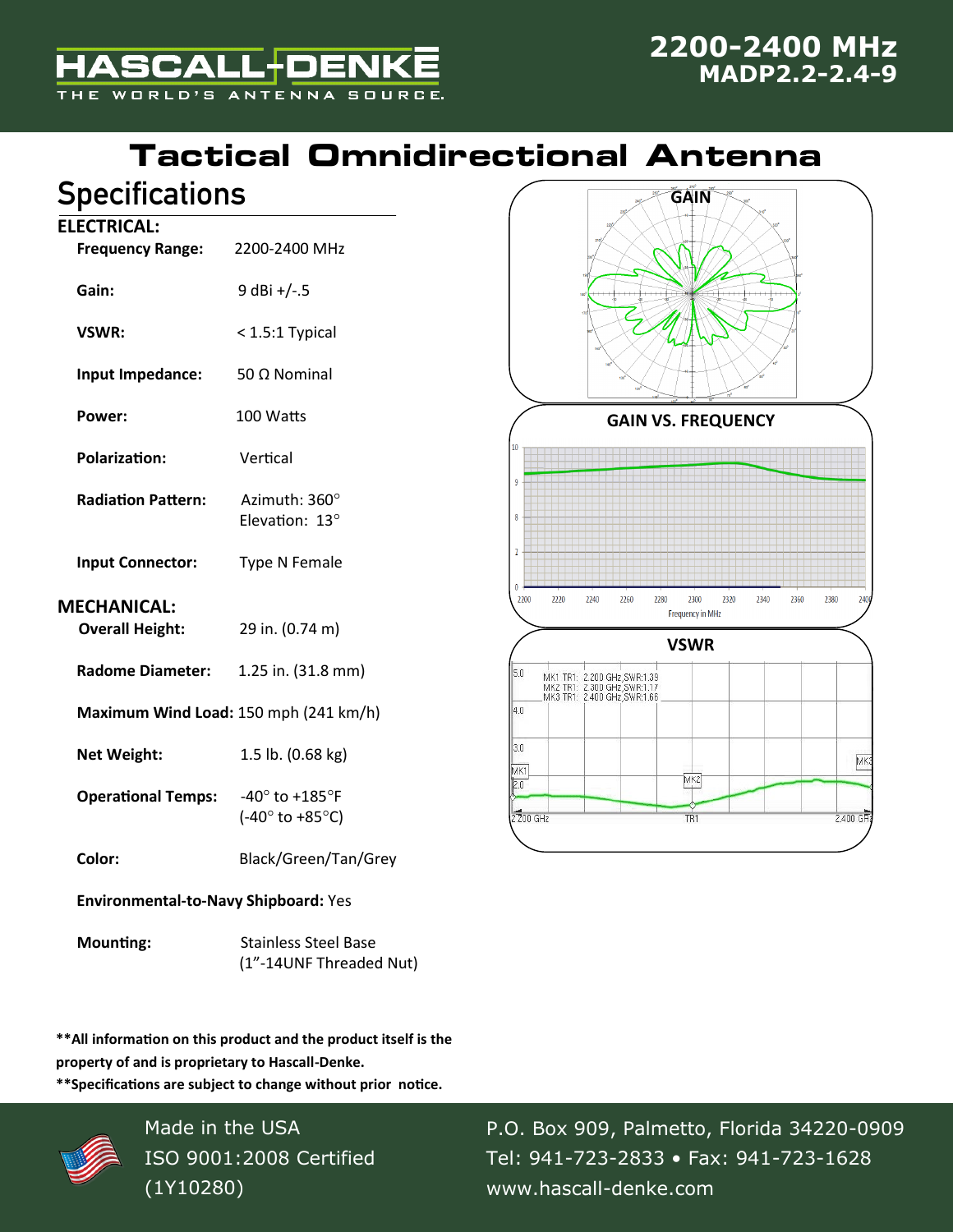# 2200-2400 MHz
## MADP2.2-2.4-9

# Tactical Omnidirectional Antenna

## Specifications

### ELECTRICAL:

| | |
|---|---|
| **Frequency Range:** | 2200-2400 MHz |
| **Gain:** | 9 dBi +/-.5 |
| **VSWR:** | < 1.5:1 Typical |
| **Input Impedance:** | 50 Ω Nominal |
| **Power:** | 100 Watts |
| **Polarization:** | Vertical |
| **Radiation Pattern:** | Azimuth: 360° Elevation: 13° |
| **Input Connector:** | Type N Female |

### MECHANICAL:

| | |
|---|---|
| **Overall Height:** | 29 in. (0.74 m) |
| **Radome Diameter:** | 1.25 in. (31.8 mm) |
| **Maximum Wind Load:** | 150 mph (241 km/h) |
| **Net Weight:** | 1.5 lb. (0.68 kg) |
| **Operational Temps:** | -40° to +185°F (-40° to +85°C) |
| **Color:** | Black/Green/Tan/Grey |
| **Environmental-to-Navy Shipboard:** | Yes |
| **Mounting:** | Stainless Steel Base (1”-14UNF Threaded Nut) |

GAIN

GAIN VS. FREQUENCY

Frequency in MHz

VSWR

MK1 TR1: 2.200 GHz SWR:1.39
MK2 TR1: 2.300 GHz SWR:1.17
MK3 TR1: 2.400 GHz SWR:1.66

2.200 GHz
TR1
2.400 GHz

**\*\*All information on this product and the product itself is the property of and is proprietary to Hascall-Denke.**
**\*\*Specifications are subject to change without prior notice.**

Made in the USA
ISO 9001:2008 Certified
(1Y10280)

P.O. Box 909, Palmetto, Florida 34220-0909
Tel: 941-723-2833 • Fax: 941-723-1628
www.hascall-denke.com